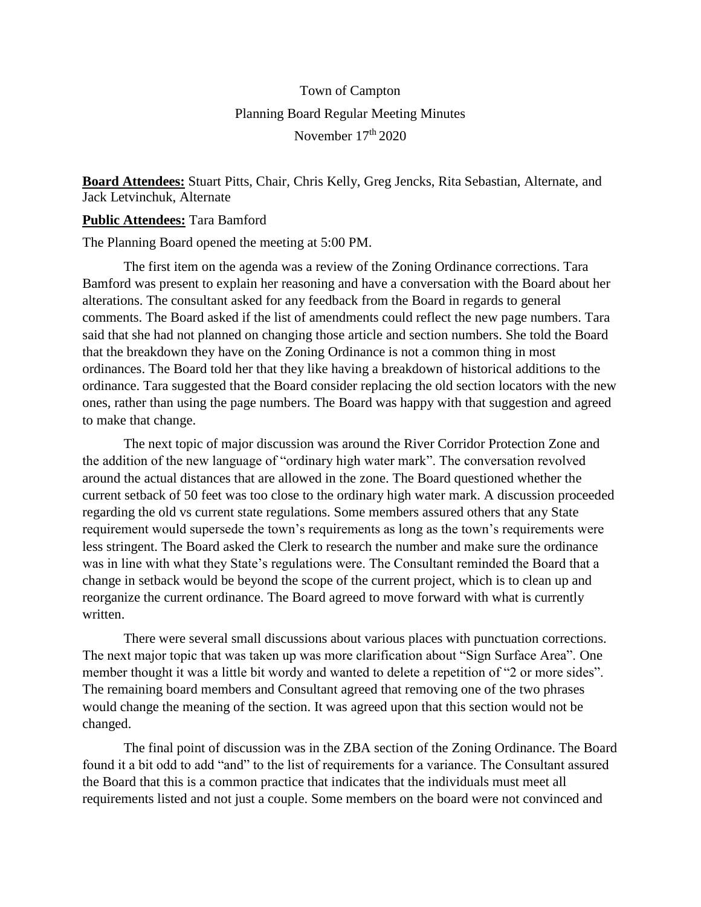Town of Campton

Planning Board Regular Meeting Minutes

November 17th 2020

**Board Attendees:** Stuart Pitts, Chair, Chris Kelly, Greg Jencks, Rita Sebastian, Alternate, and Jack Letvinchuk, Alternate

**Public Attendees:** Tara Bamford

The Planning Board opened the meeting at 5:00 PM.

The first item on the agenda was a review of the Zoning Ordinance corrections. Tara Bamford was present to explain her reasoning and have a conversation with the Board about her alterations. The consultant asked for any feedback from the Board in regards to general comments. The Board asked if the list of amendments could reflect the new page numbers. Tara said that she had not planned on changing those article and section numbers. She told the Board that the breakdown they have on the Zoning Ordinance is not a common thing in most ordinances. The Board told her that they like having a breakdown of historical additions to the ordinance. Tara suggested that the Board consider replacing the old section locators with the new ones, rather than using the page numbers. The Board was happy with that suggestion and agreed to make that change.

The next topic of major discussion was around the River Corridor Protection Zone and the addition of the new language of "ordinary high water mark". The conversation revolved around the actual distances that are allowed in the zone. The Board questioned whether the current setback of 50 feet was too close to the ordinary high water mark. A discussion proceeded regarding the old vs current state regulations. Some members assured others that any State requirement would supersede the town's requirements as long as the town's requirements were less stringent. The Board asked the Clerk to research the number and make sure the ordinance was in line with what they State's regulations were. The Consultant reminded the Board that a change in setback would be beyond the scope of the current project, which is to clean up and reorganize the current ordinance. The Board agreed to move forward with what is currently written.

There were several small discussions about various places with punctuation corrections. The next major topic that was taken up was more clarification about "Sign Surface Area". One member thought it was a little bit wordy and wanted to delete a repetition of "2 or more sides". The remaining board members and Consultant agreed that removing one of the two phrases would change the meaning of the section. It was agreed upon that this section would not be changed.

The final point of discussion was in the ZBA section of the Zoning Ordinance. The Board found it a bit odd to add "and" to the list of requirements for a variance. The Consultant assured the Board that this is a common practice that indicates that the individuals must meet all requirements listed and not just a couple. Some members on the board were not convinced and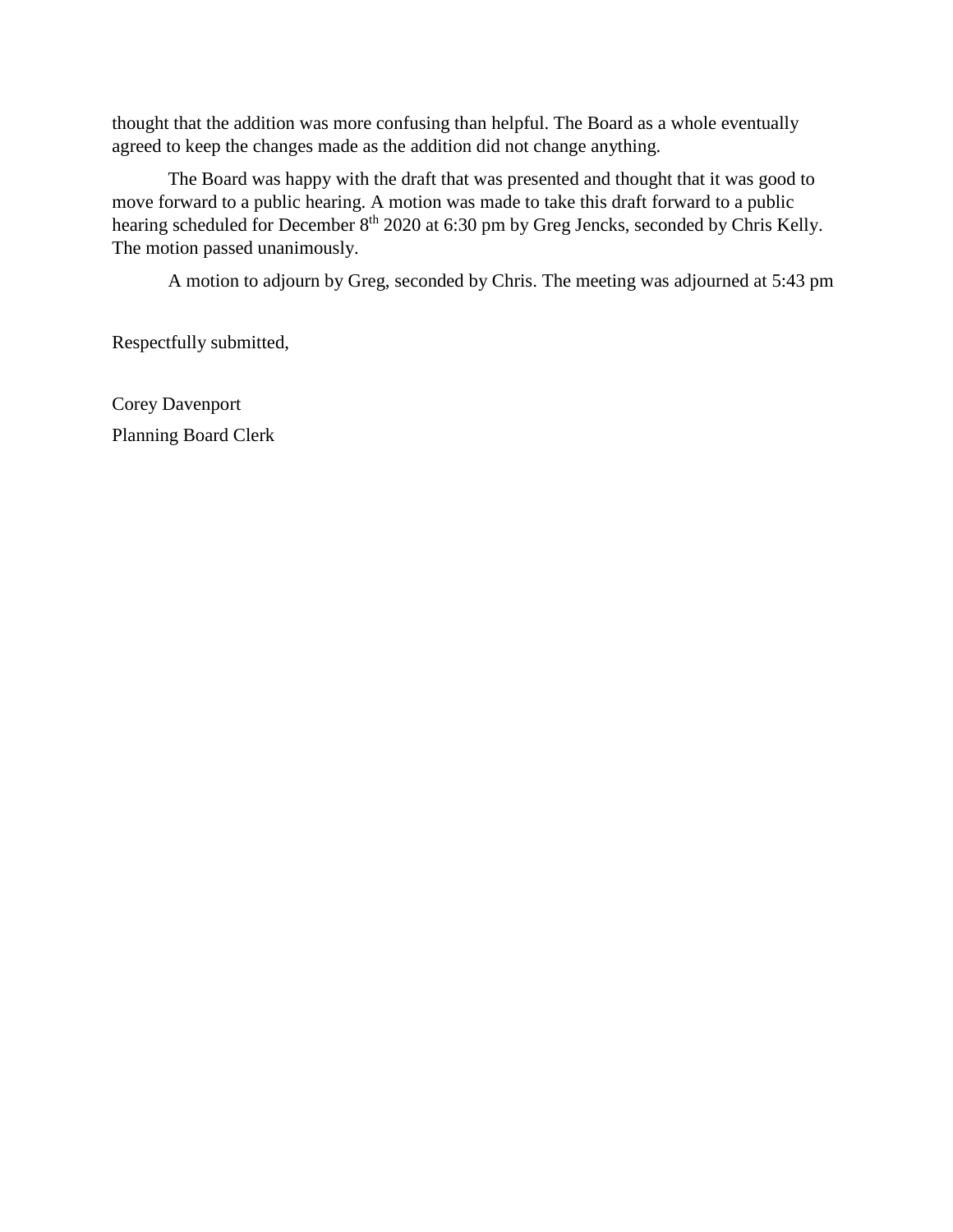thought that the addition was more confusing than helpful. The Board as a whole eventually agreed to keep the changes made as the addition did not change anything.

The Board was happy with the draft that was presented and thought that it was good to move forward to a public hearing. A motion was made to take this draft forward to a public hearing scheduled for December 8th 2020 at 6:30 pm by Greg Jencks, seconded by Chris Kelly. The motion passed unanimously.

A motion to adjourn by Greg, seconded by Chris. The meeting was adjourned at 5:43 pm

Respectfully submitted,

Corey Davenport

Planning Board Clerk